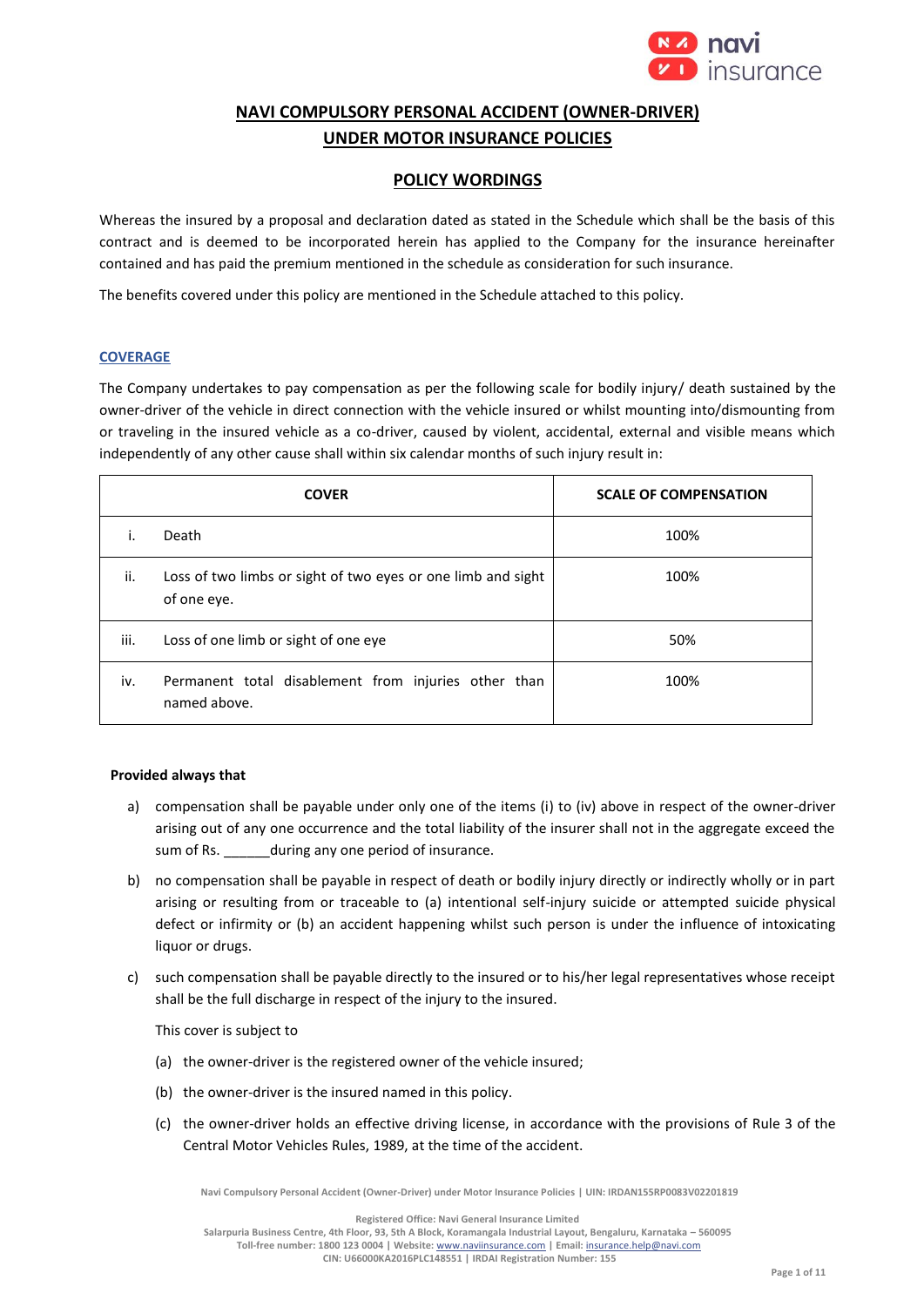# NAVI COMPULSORY PERSONAL ACCIDENT (OWNER-DRIVER) UNDER MOTOR INSURANCE POLICIES

## POLICY WORDINGS

Whereas the insured by a proposal and declaration dated as stated in the Schedule which shall be the basis of this contract and is deemed to be incorporated herein has applied to the Company for the insurance hereinafter contained and has paid the premium mentioned in the schedule as consideration for such insurance.

The benefits covered under this policy are mentioned in the Schedule attached to this policy.

### COVERAGE

The Company undertakes to pay compensation as per the following scale for bodily injury/ death sustained by the owner-driver of the vehicle in direct connection with the vehicle insured or whilst mounting into/dismounting from or traveling in the insured vehicle as a co-driver, caused by violent, accidental, external and visible means which independently of any other cause shall within six calendar months of such injury result in:

| | COVER | SCALE OF COMPENSATION |
|---|---|---|
| i. | Death | 100% |
| ii. | Loss of two limbs or sight of two eyes or one limb and sight of one eye. | 100% |
| iii. | Loss of one limb or sight of one eye | 50% |
| iv. | Permanent total disablement from injuries other than named above. | 100% |

**Provided always that**

a) compensation shall be payable under only one of the items (i) to (iv) above in respect of the owner-driver arising out of any one occurrence and the total liability of the insurer shall not in the aggregate exceed the sum of Rs. ______during any one period of insurance.

b) no compensation shall be payable in respect of death or bodily injury directly or indirectly wholly or in part arising or resulting from or traceable to (a) intentional self-injury suicide or attempted suicide physical defect or infirmity or (b) an accident happening whilst such person is under the influence of intoxicating liquor or drugs.

c) such compensation shall be payable directly to the insured or to his/her legal representatives whose receipt shall be the full discharge in respect of the injury to the insured.

This cover is subject to

(a) the owner-driver is the registered owner of the vehicle insured;

(b) the owner-driver is the insured named in this policy.

(c) the owner-driver holds an effective driving license, in accordance with the provisions of Rule 3 of the Central Motor Vehicles Rules, 1989, at the time of the accident.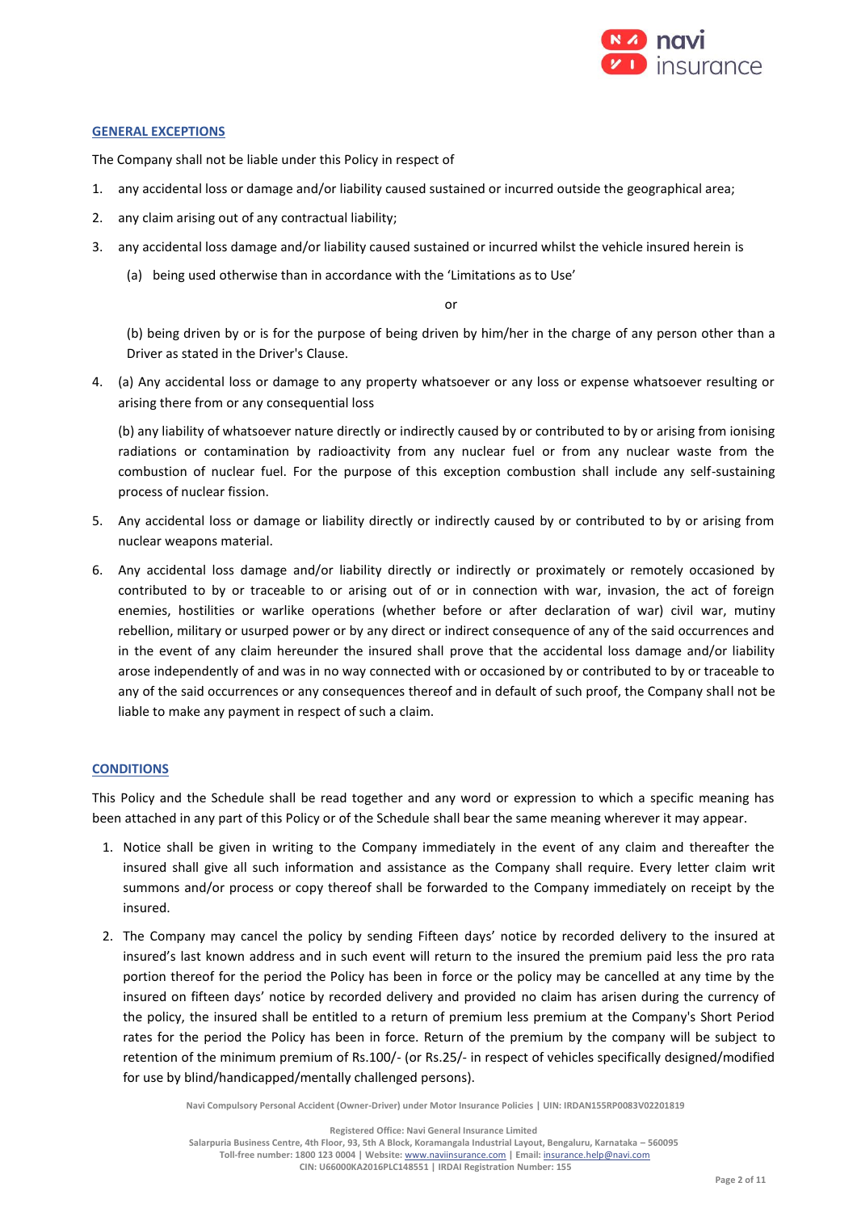## GENERAL EXCEPTIONS

The Company shall not be liable under this Policy in respect of

1. any accidental loss or damage and/or liability caused sustained or incurred outside the geographical area;
2. any claim arising out of any contractual liability;
3. any accidental loss damage and/or liability caused sustained or incurred whilst the vehicle insured herein is

   (a) being used otherwise than in accordance with the 'Limitations as to Use'

   or

   (b) being driven by or is for the purpose of being driven by him/her in the charge of any person other than a Driver as stated in the Driver's Clause.

4. (a) Any accidental loss or damage to any property whatsoever or any loss or expense whatsoever resulting or arising there from or any consequential loss

   (b) any liability of whatsoever nature directly or indirectly caused by or contributed to by or arising from ionising radiations or contamination by radioactivity from any nuclear fuel or from any nuclear waste from the combustion of nuclear fuel. For the purpose of this exception combustion shall include any self-sustaining process of nuclear fission.

5. Any accidental loss or damage or liability directly or indirectly caused by or contributed to by or arising from nuclear weapons material.
6. Any accidental loss damage and/or liability directly or indirectly or proximately or remotely occasioned by contributed to by or traceable to or arising out of or in connection with war, invasion, the act of foreign enemies, hostilities or warlike operations (whether before or after declaration of war) civil war, mutiny rebellion, military or usurped power or by any direct or indirect consequence of any of the said occurrences and in the event of any claim hereunder the insured shall prove that the accidental loss damage and/or liability arose independently of and was in no way connected with or occasioned by or contributed to by or traceable to any of the said occurrences or any consequences thereof and in default of such proof, the Company shall not be liable to make any payment in respect of such a claim.

## CONDITIONS

This Policy and the Schedule shall be read together and any word or expression to which a specific meaning has been attached in any part of this Policy or of the Schedule shall bear the same meaning wherever it may appear.

1. Notice shall be given in writing to the Company immediately in the event of any claim and thereafter the insured shall give all such information and assistance as the Company shall require. Every letter claim writ summons and/or process or copy thereof shall be forwarded to the Company immediately on receipt by the insured.
2. The Company may cancel the policy by sending Fifteen days' notice by recorded delivery to the insured at insured's last known address and in such event will return to the insured the premium paid less the pro rata portion thereof for the period the Policy has been in force or the policy may be cancelled at any time by the insured on fifteen days' notice by recorded delivery and provided no claim has arisen during the currency of the policy, the insured shall be entitled to a return of premium less premium at the Company's Short Period rates for the period the Policy has been in force. Return of the premium by the company will be subject to retention of the minimum premium of Rs.100/- (or Rs.25/- in respect of vehicles specifically designed/modified for use by blind/handicapped/mentally challenged persons).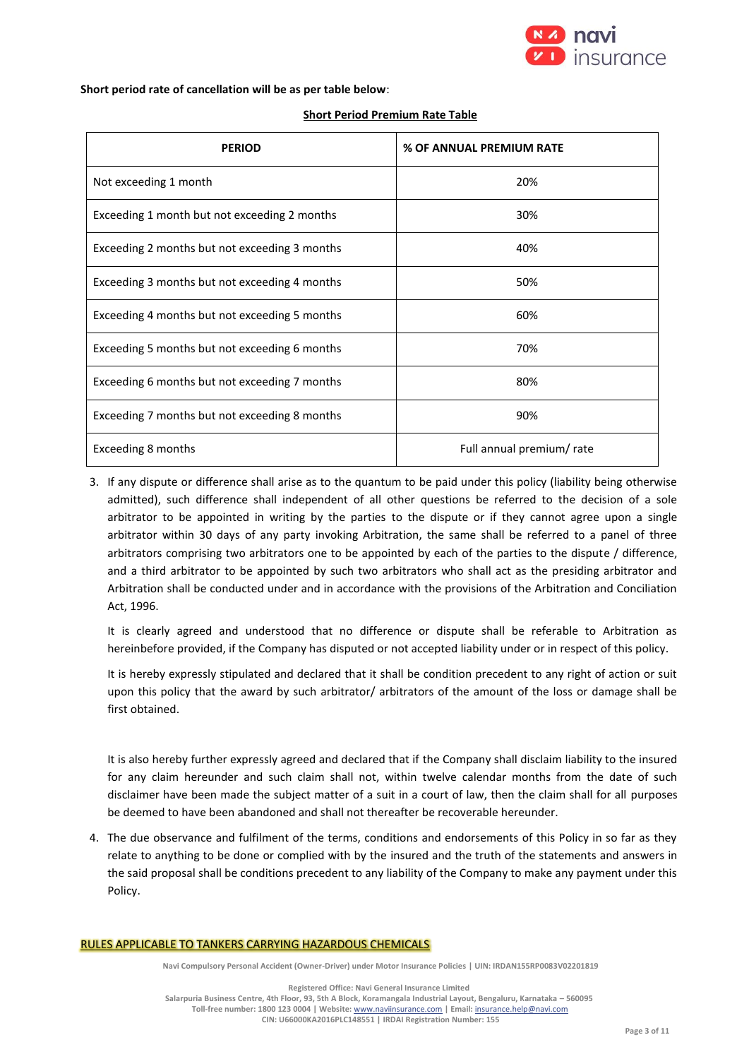**Short period rate of cancellation will be as per table below**:

**Short Period Premium Rate Table**

| PERIOD | % OF ANNUAL PREMIUM RATE |
|---|---|
| Not exceeding 1 month | 20% |
| Exceeding 1 month but not exceeding 2 months | 30% |
| Exceeding 2 months but not exceeding 3 months | 40% |
| Exceeding 3 months but not exceeding 4 months | 50% |
| Exceeding 4 months but not exceeding 5 months | 60% |
| Exceeding 5 months but not exceeding 6 months | 70% |
| Exceeding 6 months but not exceeding 7 months | 80% |
| Exceeding 7 months but not exceeding 8 months | 90% |
| Exceeding 8 months | Full annual premium/ rate |

3. If any dispute or difference shall arise as to the quantum to be paid under this policy (liability being otherwise admitted), such difference shall independent of all other questions be referred to the decision of a sole arbitrator to be appointed in writing by the parties to the dispute or if they cannot agree upon a single arbitrator within 30 days of any party invoking Arbitration, the same shall be referred to a panel of three arbitrators comprising two arbitrators one to be appointed by each of the parties to the dispute / difference, and a third arbitrator to be appointed by such two arbitrators who shall act as the presiding arbitrator and Arbitration shall be conducted under and in accordance with the provisions of the Arbitration and Conciliation Act, 1996.

   It is clearly agreed and understood that no difference or dispute shall be referable to Arbitration as hereinbefore provided, if the Company has disputed or not accepted liability under or in respect of this policy.

   It is hereby expressly stipulated and declared that it shall be condition precedent to any right of action or suit upon this policy that the award by such arbitrator/ arbitrators of the amount of the loss or damage shall be first obtained.

   It is also hereby further expressly agreed and declared that if the Company shall disclaim liability to the insured for any claim hereunder and such claim shall not, within twelve calendar months from the date of such disclaimer have been made the subject matter of a suit in a court of law, then the claim shall for all purposes be deemed to have been abandoned and shall not thereafter be recoverable hereunder.

4. The due observance and fulfilment of the terms, conditions and endorsements of this Policy in so far as they relate to anything to be done or complied with by the insured and the truth of the statements and answers in the said proposal shall be conditions precedent to any liability of the Company to make any payment under this Policy.

**RULES APPLICABLE TO TANKERS CARRYING HAZARDOUS CHEMICALS**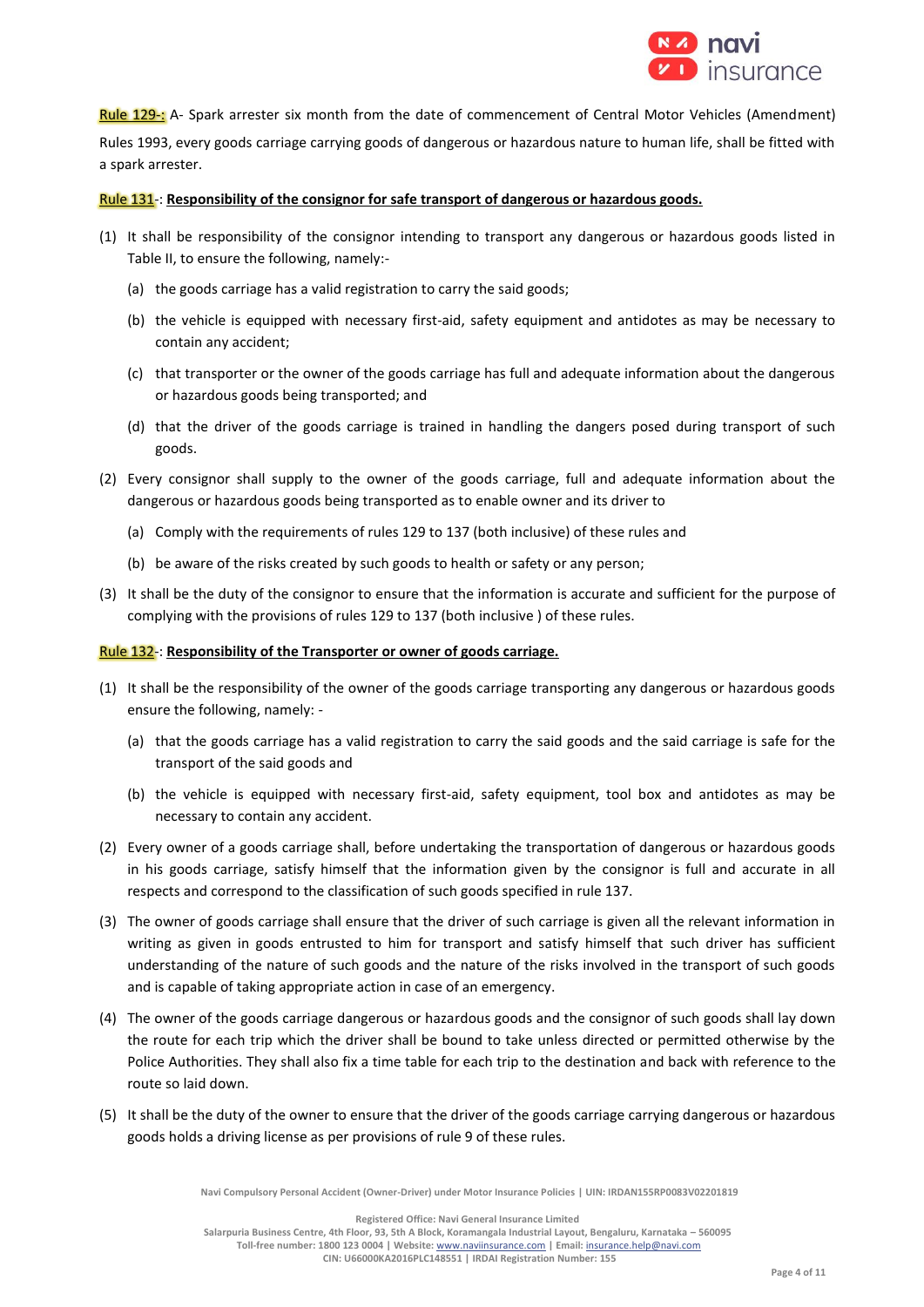**Rule 129-:** A- Spark arrester six month from the date of commencement of Central Motor Vehicles (Amendment) Rules 1993, every goods carriage carrying goods of dangerous or hazardous nature to human life, shall be fitted with a spark arrester.

**Rule 131-: Responsibility of the consignor for safe transport of dangerous or hazardous goods.**

(1) It shall be responsibility of the consignor intending to transport any dangerous or hazardous goods listed in Table II, to ensure the following, namely:-

  (a) the goods carriage has a valid registration to carry the said goods;

  (b) the vehicle is equipped with necessary first-aid, safety equipment and antidotes as may be necessary to contain any accident;

  (c) that transporter or the owner of the goods carriage has full and adequate information about the dangerous or hazardous goods being transported; and

  (d) that the driver of the goods carriage is trained in handling the dangers posed during transport of such goods.

(2) Every consignor shall supply to the owner of the goods carriage, full and adequate information about the dangerous or hazardous goods being transported as to enable owner and its driver to

  (a) Comply with the requirements of rules 129 to 137 (both inclusive) of these rules and

  (b) be aware of the risks created by such goods to health or safety or any person;

(3) It shall be the duty of the consignor to ensure that the information is accurate and sufficient for the purpose of complying with the provisions of rules 129 to 137 (both inclusive ) of these rules.

**Rule 132-: Responsibility of the Transporter or owner of goods carriage.**

(1) It shall be the responsibility of the owner of the goods carriage transporting any dangerous or hazardous goods ensure the following, namely: -

  (a) that the goods carriage has a valid registration to carry the said goods and the said carriage is safe for the transport of the said goods and

  (b) the vehicle is equipped with necessary first-aid, safety equipment, tool box and antidotes as may be necessary to contain any accident.

(2) Every owner of a goods carriage shall, before undertaking the transportation of dangerous or hazardous goods in his goods carriage, satisfy himself that the information given by the consignor is full and accurate in all respects and correspond to the classification of such goods specified in rule 137.

(3) The owner of goods carriage shall ensure that the driver of such carriage is given all the relevant information in writing as given in goods entrusted to him for transport and satisfy himself that such driver has sufficient understanding of the nature of such goods and the nature of the risks involved in the transport of such goods and is capable of taking appropriate action in case of an emergency.

(4) The owner of the goods carriage dangerous or hazardous goods and the consignor of such goods shall lay down the route for each trip which the driver shall be bound to take unless directed or permitted otherwise by the Police Authorities. They shall also fix a time table for each trip to the destination and back with reference to the route so laid down.

(5) It shall be the duty of the owner to ensure that the driver of the goods carriage carrying dangerous or hazardous goods holds a driving license as per provisions of rule 9 of these rules.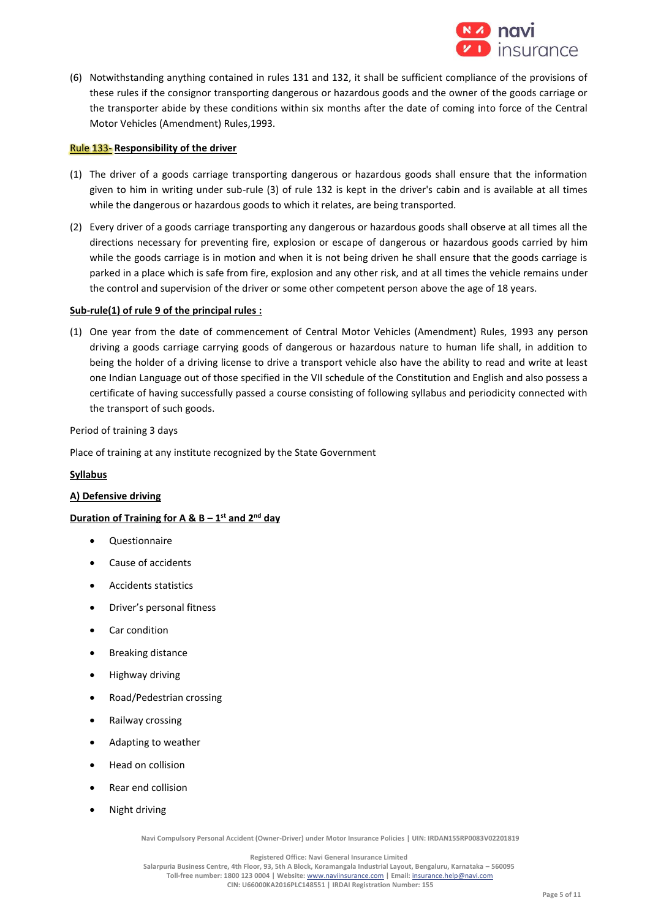(6) Notwithstanding anything contained in rules 131 and 132, it shall be sufficient compliance of the provisions of these rules if the consignor transporting dangerous or hazardous goods and the owner of the goods carriage or the transporter abide by these conditions within six months after the date of coming into force of the Central Motor Vehicles (Amendment) Rules,1993.

**Rule 133- Responsibility of the driver**

(1) The driver of a goods carriage transporting dangerous or hazardous goods shall ensure that the information given to him in writing under sub-rule (3) of rule 132 is kept in the driver's cabin and is available at all times while the dangerous or hazardous goods to which it relates, are being transported.

(2) Every driver of a goods carriage transporting any dangerous or hazardous goods shall observe at all times all the directions necessary for preventing fire, explosion or escape of dangerous or hazardous goods carried by him while the goods carriage is in motion and when it is not being driven he shall ensure that the goods carriage is parked in a place which is safe from fire, explosion and any other risk, and at all times the vehicle remains under the control and supervision of the driver or some other competent person above the age of 18 years.

**Sub-rule(1) of rule 9 of the principal rules :**

(1) One year from the date of commencement of Central Motor Vehicles (Amendment) Rules, 1993 any person driving a goods carriage carrying goods of dangerous or hazardous nature to human life shall, in addition to being the holder of a driving license to drive a transport vehicle also have the ability to read and write at least one Indian Language out of those specified in the VII schedule of the Constitution and English and also possess a certificate of having successfully passed a course consisting of following syllabus and periodicity connected with the transport of such goods.

Period of training 3 days

Place of training at any institute recognized by the State Government

**Syllabus**

**A) Defensive driving**

**Duration of Training for A & B – 1st and 2nd day**

- Questionnaire
- Cause of accidents
- Accidents statistics
- Driver's personal fitness
- Car condition
- Breaking distance
- Highway driving
- Road/Pedestrian crossing
- Railway crossing
- Adapting to weather
- Head on collision
- Rear end collision
- Night driving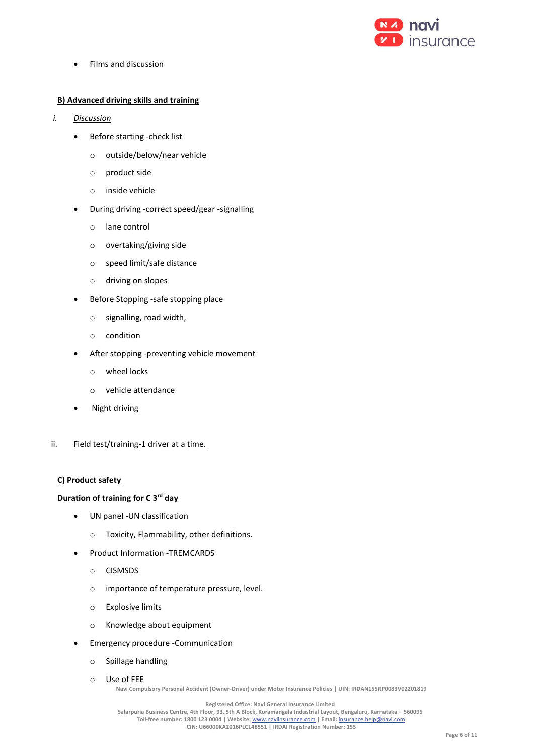- Films and discussion

**B) Advanced driving skills and training**

i. *Discussion*

- Before starting -check list
  - outside/below/near vehicle
  - product side
  - inside vehicle
- During driving -correct speed/gear -signalling
  - lane control
  - overtaking/giving side
  - speed limit/safe distance
  - driving on slopes
- Before Stopping -safe stopping place
  - signalling, road width,
  - condition
- After stopping -preventing vehicle movement
  - wheel locks
  - vehicle attendance
- Night driving

ii. Field test/training-1 driver at a time.

**C) Product safety**

**Duration of training for C 3rd day**

- UN panel -UN classification
  - Toxicity, Flammability, other definitions.
- Product Information -TREMCARDS
  - CISMSDS
  - importance of temperature pressure, level.
  - Explosive limits
  - Knowledge about equipment
- Emergency procedure -Communication
  - Spillage handling
  - Use of FEE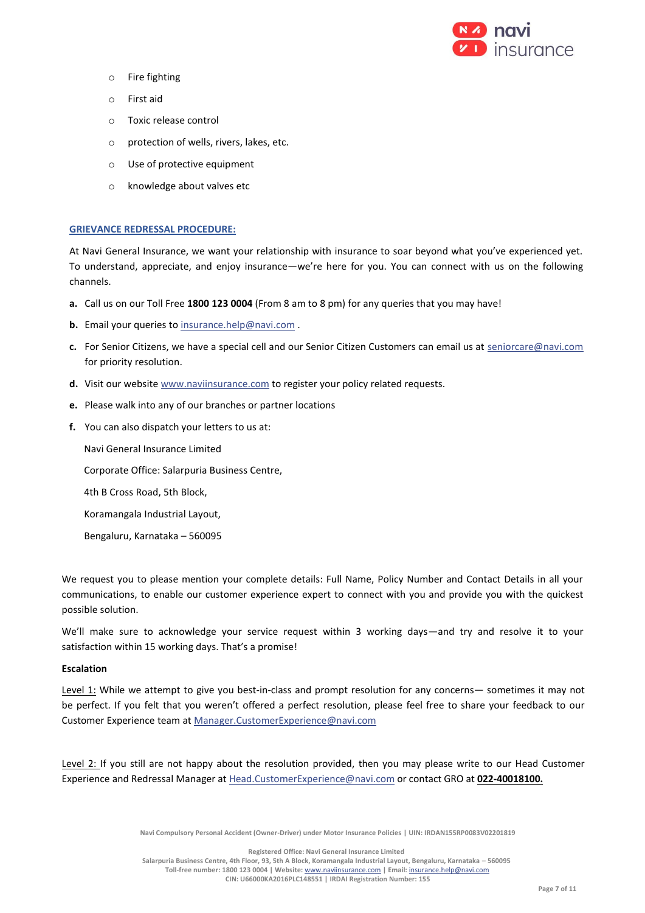- Fire fighting
- First aid
- Toxic release control
- protection of wells, rivers, lakes, etc.
- Use of protective equipment
- knowledge about valves etc

## GRIEVANCE REDRESSAL PROCEDURE:

At Navi General Insurance, we want your relationship with insurance to soar beyond what you've experienced yet. To understand, appreciate, and enjoy insurance—we're here for you. You can connect with us on the following channels.

**a.** Call us on our Toll Free **1800 123 0004** (From 8 am to 8 pm) for any queries that you may have!

**b.** Email your queries to insurance.help@navi.com .

**c.** For Senior Citizens, we have a special cell and our Senior Citizen Customers can email us at seniorcare@navi.com for priority resolution.

**d.** Visit our website www.naviinsurance.com to register your policy related requests.

**e.** Please walk into any of our branches or partner locations

**f.** You can also dispatch your letters to us at:

Navi General Insurance Limited

Corporate Office: Salarpuria Business Centre,

4th B Cross Road, 5th Block,

Koramangala Industrial Layout,

Bengaluru, Karnataka – 560095

We request you to please mention your complete details: Full Name, Policy Number and Contact Details in all your communications, to enable our customer experience expert to connect with you and provide you with the quickest possible solution.

We'll make sure to acknowledge your service request within 3 working days—and try and resolve it to your satisfaction within 15 working days. That's a promise!

**Escalation**

Level 1: While we attempt to give you best-in-class and prompt resolution for any concerns— sometimes it may not be perfect. If you felt that you weren't offered a perfect resolution, please feel free to share your feedback to our Customer Experience team at Manager.CustomerExperience@navi.com

Level 2: If you still are not happy about the resolution provided, then you may please write to our Head Customer Experience and Redressal Manager at Head.CustomerExperience@navi.com or contact GRO at **022-40018100.**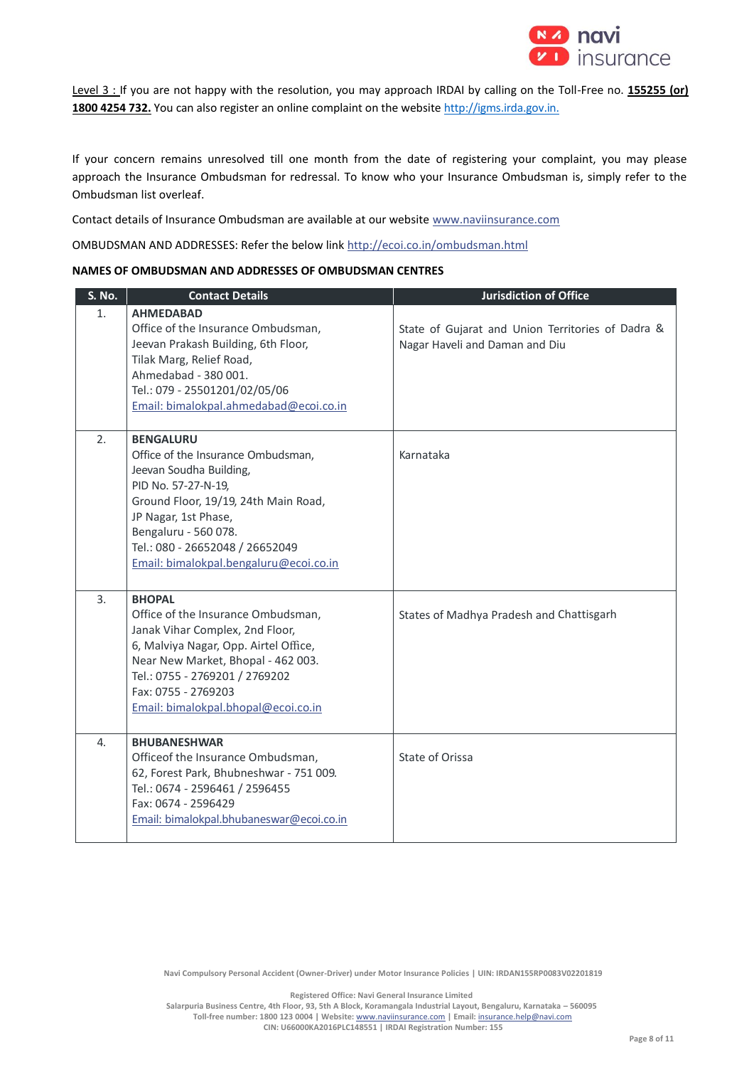Level 3 : If you are not happy with the resolution, you may approach IRDAI by calling on the Toll-Free no. **155255 (or) 1800 4254 732.** You can also register an online complaint on the website http://igms.irda.gov.in.

If your concern remains unresolved till one month from the date of registering your complaint, you may please approach the Insurance Ombudsman for redressal. To know who your Insurance Ombudsman is, simply refer to the Ombudsman list overleaf.

Contact details of Insurance Ombudsman are available at our website www.naviinsurance.com

OMBUDSMAN AND ADDRESSES: Refer the below link http://ecoi.co.in/ombudsman.html

**NAMES OF OMBUDSMAN AND ADDRESSES OF OMBUDSMAN CENTRES**

| S. No. | Contact Details | Jurisdiction of Office |
|---|---|---|
| 1. | **AHMEDABAD**<br>Office of the Insurance Ombudsman,<br>Jeevan Prakash Building, 6th Floor,<br>Tilak Marg, Relief Road,<br>Ahmedabad - 380 001.<br>Tel.: 079 - 25501201/02/05/06<br>Email: bimalokpal.ahmedabad@ecoi.co.in | State of Gujarat and Union Territories of Dadra & Nagar Haveli and Daman and Diu |
| 2. | **BENGALURU**<br>Office of the Insurance Ombudsman,<br>Jeevan Soudha Building,<br>PID No. 57-27-N-19,<br>Ground Floor, 19/19, 24th Main Road,<br>JP Nagar, 1st Phase,<br>Bengaluru - 560 078.<br>Tel.: 080 - 26652048 / 26652049<br>Email: bimalokpal.bengaluru@ecoi.co.in | Karnataka |
| 3. | **BHOPAL**<br>Office of the Insurance Ombudsman,<br>Janak Vihar Complex, 2nd Floor,<br>6, Malviya Nagar, Opp. Airtel Office,<br>Near New Market, Bhopal - 462 003.<br>Tel.: 0755 - 2769201 / 2769202<br>Fax: 0755 - 2769203<br>Email: bimalokpal.bhopal@ecoi.co.in | States of Madhya Pradesh and Chattisgarh |
| 4. | **BHUBANESHWAR**<br>Officeof the Insurance Ombudsman,<br>62, Forest Park, Bhubneshwar - 751 009.<br>Tel.: 0674 - 2596461 / 2596455<br>Fax: 0674 - 2596429<br>Email: bimalokpal.bhubaneswar@ecoi.co.in | State of Orissa |

Navi Compulsory Personal Accident (Owner-Driver) under Motor Insurance Policies | UIN: IRDAN155RP0083V02201819

Registered Office: Navi General Insurance Limited
Salarpuria Business Centre, 4th Floor, 93, 5th A Block, Koramangala Industrial Layout, Bengaluru, Karnataka – 560095
Toll-free number: 1800 123 0004 | Website: www.naviinsurance.com | Email: insurance.help@navi.com
CIN: U66000KA2016PLC148551 | IRDAI Registration Number: 155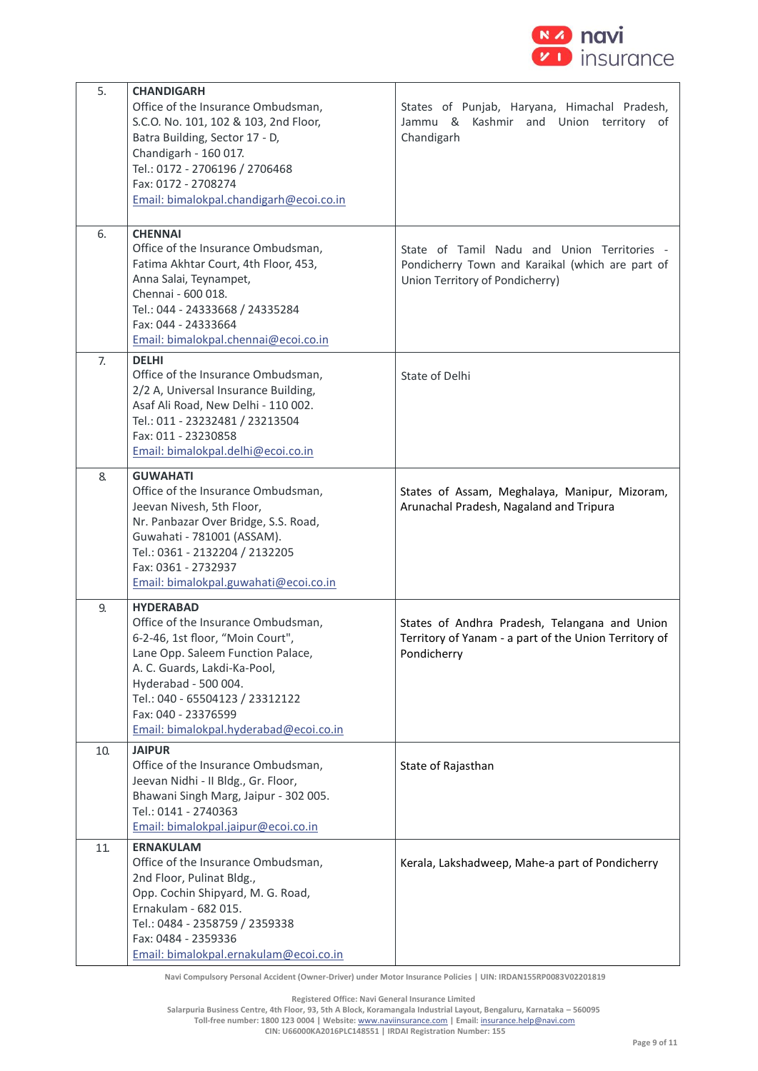| | | |
|---|---|---|
| 5. | **CHANDIGARH**<br>Office of the Insurance Ombudsman,<br>S.C.O. No. 101, 102 & 103, 2nd Floor,<br>Batra Building, Sector 17 - D,<br>Chandigarh - 160 017.<br>Tel.: 0172 - 2706196 / 2706468<br>Fax: 0172 - 2708274<br>Email: bimalokpal.chandigarh@ecoi.co.in | States of Punjab, Haryana, Himachal Pradesh, Jammu & Kashmir and Union territory of Chandigarh |
| 6. | **CHENNAI**<br>Office of the Insurance Ombudsman,<br>Fatima Akhtar Court, 4th Floor, 453,<br>Anna Salai, Teynampet,<br>Chennai - 600 018.<br>Tel.: 044 - 24333668 / 24335284<br>Fax: 044 - 24333664<br>Email: bimalokpal.chennai@ecoi.co.in | State of Tamil Nadu and Union Territories - Pondicherry Town and Karaikal (which are part of Union Territory of Pondicherry) |
| 7. | **DELHI**<br>Office of the Insurance Ombudsman,<br>2/2 A, Universal Insurance Building,<br>Asaf Ali Road, New Delhi - 110 002.<br>Tel.: 011 - 23232481 / 23213504<br>Fax: 011 - 23230858<br>Email: bimalokpal.delhi@ecoi.co.in | State of Delhi |
| 8. | **GUWAHATI**<br>Office of the Insurance Ombudsman,<br>Jeevan Nivesh, 5th Floor,<br>Nr. Panbazar Over Bridge, S.S. Road,<br>Guwahati - 781001 (ASSAM).<br>Tel.: 0361 - 2132204 / 2132205<br>Fax: 0361 - 2732937<br>Email: bimalokpal.guwahati@ecoi.co.in | States of Assam, Meghalaya, Manipur, Mizoram, Arunachal Pradesh, Nagaland and Tripura |
| 9. | **HYDERABAD**<br>Office of the Insurance Ombudsman,<br>6-2-46, 1st floor, "Moin Court",<br>Lane Opp. Saleem Function Palace,<br>A. C. Guards, Lakdi-Ka-Pool,<br>Hyderabad - 500 004.<br>Tel.: 040 - 65504123 / 23312122<br>Fax: 040 - 23376599<br>Email: bimalokpal.hyderabad@ecoi.co.in | States of Andhra Pradesh, Telangana and Union Territory of Yanam - a part of the Union Territory of Pondicherry |
| 10. | **JAIPUR**<br>Office of the Insurance Ombudsman,<br>Jeevan Nidhi - II Bldg., Gr. Floor,<br>Bhawani Singh Marg, Jaipur - 302 005.<br>Tel.: 0141 - 2740363<br>Email: bimalokpal.jaipur@ecoi.co.in | State of Rajasthan |
| 11. | **ERNAKULAM**<br>Office of the Insurance Ombudsman,<br>2nd Floor, Pulinat Bldg.,<br>Opp. Cochin Shipyard, M. G. Road,<br>Ernakulam - 682 015.<br>Tel.: 0484 - 2358759 / 2359338<br>Fax: 0484 - 2359336<br>Email: bimalokpal.ernakulam@ecoi.co.in | Kerala, Lakshadweep, Mahe-a part of Pondicherry |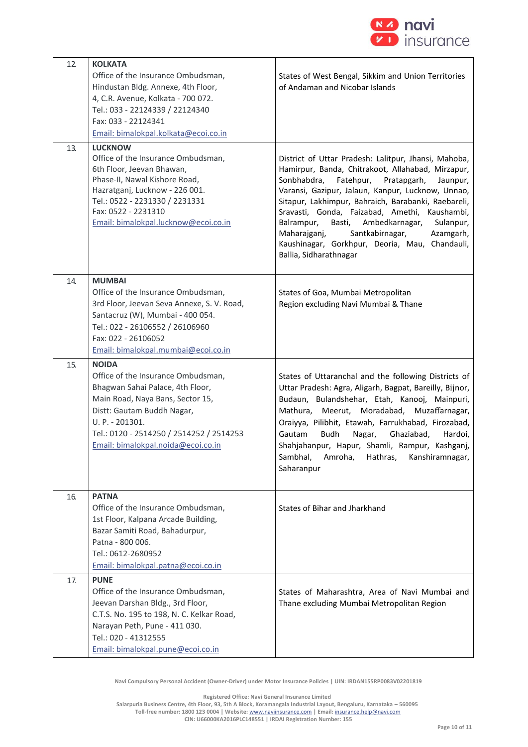| | | |
|---|---|---|
| 12. | **KOLKATA**<br>Office of the Insurance Ombudsman,<br>Hindustan Bldg. Annexe, 4th Floor,<br>4, C.R. Avenue, Kolkata - 700 072.<br>Tel.: 033 - 22124339 / 22124340<br>Fax: 033 - 22124341<br>Email: bimalokpal.kolkata@ecoi.co.in | States of West Bengal, Sikkim and Union Territories of Andaman and Nicobar Islands |
| 13. | **LUCKNOW**<br>Office of the Insurance Ombudsman,<br>6th Floor, Jeevan Bhawan,<br>Phase-II, Nawal Kishore Road,<br>Hazratganj, Lucknow - 226 001.<br>Tel.: 0522 - 2231330 / 2231331<br>Fax: 0522 - 2231310<br>Email: bimalokpal.lucknow@ecoi.co.in | District of Uttar Pradesh: Lalitpur, Jhansi, Mahoba, Hamirpur, Banda, Chitrakoot, Allahabad, Mirzapur, Sonbhabdra, Fatehpur, Pratapgarh, Jaunpur, Varansi, Gazipur, Jalaun, Kanpur, Lucknow, Unnao, Sitapur, Lakhimpur, Bahraich, Barabanki, Raebareli, Sravasti, Gonda, Faizabad, Amethi, Kaushambi, Balrampur, Basti, Ambedkarnagar, Sulanpur, Maharajganj, Santkabirnagar, Azamgarh, Kaushinagar, Gorkhpur, Deoria, Mau, Chandauli, Ballia, Sidharathnagar |
| 14. | **MUMBAI**<br>Office of the Insurance Ombudsman,<br>3rd Floor, Jeevan Seva Annexe, S. V. Road,<br>Santacruz (W), Mumbai - 400 054.<br>Tel.: 022 - 26106552 / 26106960<br>Fax: 022 - 26106052<br>Email: bimalokpal.mumbai@ecoi.co.in | States of Goa, Mumbai Metropolitan Region excluding Navi Mumbai & Thane |
| 15. | **NOIDA**<br>Office of the Insurance Ombudsman,<br>Bhagwan Sahai Palace, 4th Floor,<br>Main Road, Naya Bans, Sector 15,<br>Distt: Gautam Buddh Nagar,<br>U. P. - 201301.<br>Tel.: 0120 - 2514250 / 2514252 / 2514253<br>Email: bimalokpal.noida@ecoi.co.in | States of Uttaranchal and the following Districts of Uttar Pradesh: Agra, Aligarh, Bagpat, Bareilly, Bijnor, Budaun, Bulandshehar, Etah, Kanooj, Mainpuri, Mathura, Meerut, Moradabad, Muzaffarnagar, Oraiyya, Pilibhit, Etawah, Farrukhabad, Firozabad, Gautam Budh Nagar, Ghaziabad, Hardoi, Shahjahanpur, Hapur, Shamli, Rampur, Kashganj, Sambhal, Amroha, Hathras, Kanshiramnagar, Saharanpur |
| 16. | **PATNA**<br>Office of the Insurance Ombudsman,<br>1st Floor, Kalpana Arcade Building,<br>Bazar Samiti Road, Bahadurpur,<br>Patna - 800 006.<br>Tel.: 0612-2680952<br>Email: bimalokpal.patna@ecoi.co.in | States of Bihar and Jharkhand |
| 17. | **PUNE**<br>Office of the Insurance Ombudsman,<br>Jeevan Darshan Bldg., 3rd Floor,<br>C.T.S. No. 195 to 198, N. C. Kelkar Road,<br>Narayan Peth, Pune - 411 030.<br>Tel.: 020 - 41312555<br>Email: bimalokpal.pune@ecoi.co.in | States of Maharashtra, Area of Navi Mumbai and Thane excluding Mumbai Metropolitan Region |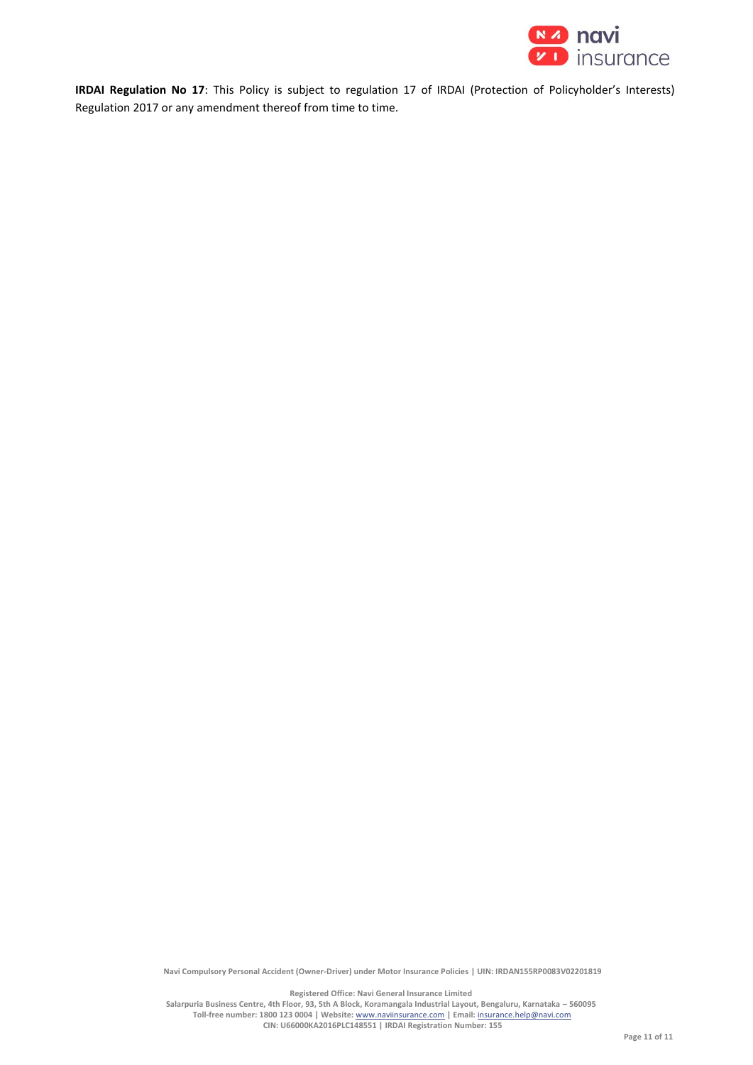**IRDAI Regulation No 17**: This Policy is subject to regulation 17 of IRDAI (Protection of Policyholder's Interests) Regulation 2017 or any amendment thereof from time to time.